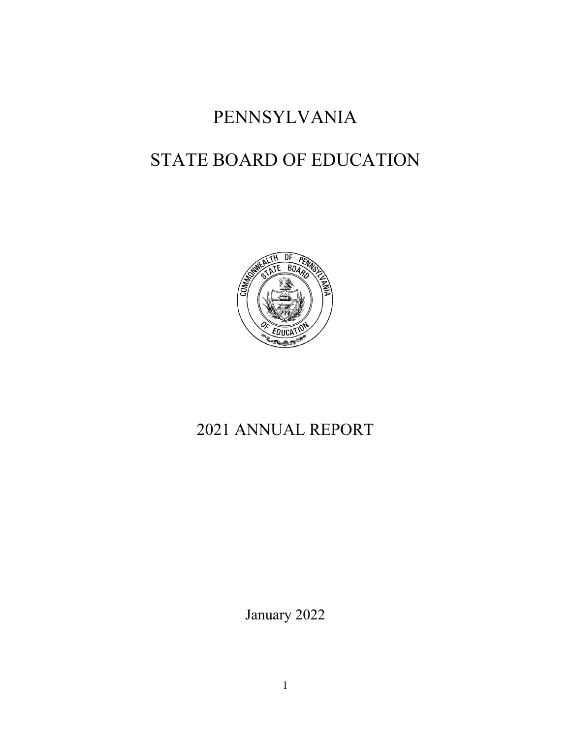# PENNSYLVANIA

# STATE BOARD OF EDUCATION

## 2021 ANNUAL REPORT

January 2022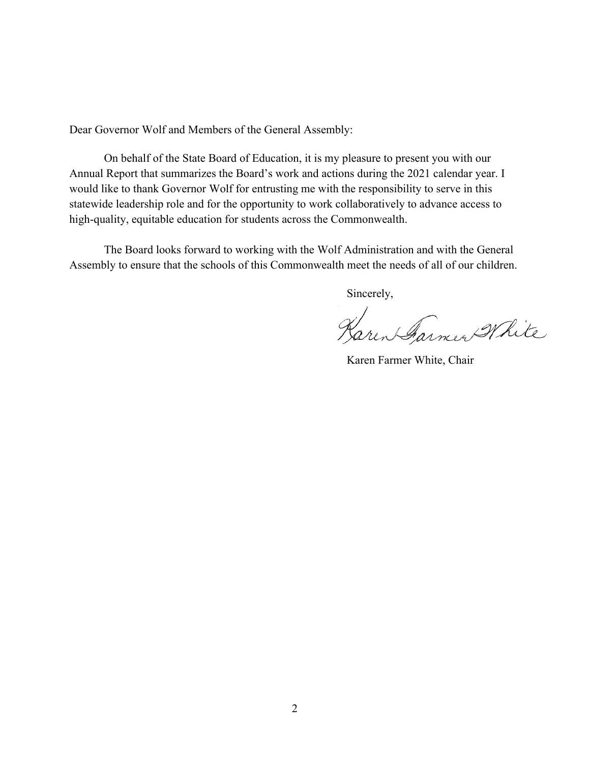Dear Governor Wolf and Members of the General Assembly:

On behalf of the State Board of Education, it is my pleasure to present you with our Annual Report that summarizes the Board's work and actions during the 2021 calendar year. I would like to thank Governor Wolf for entrusting me with the responsibility to serve in this statewide leadership role and for the opportunity to work collaboratively to advance access to high-quality, equitable education for students across the Commonwealth.

The Board looks forward to working with the Wolf Administration and with the General Assembly to ensure that the schools of this Commonwealth meet the needs of all of our children.

Sincerely,

Karen Farmer White

Karen Farmer White, Chair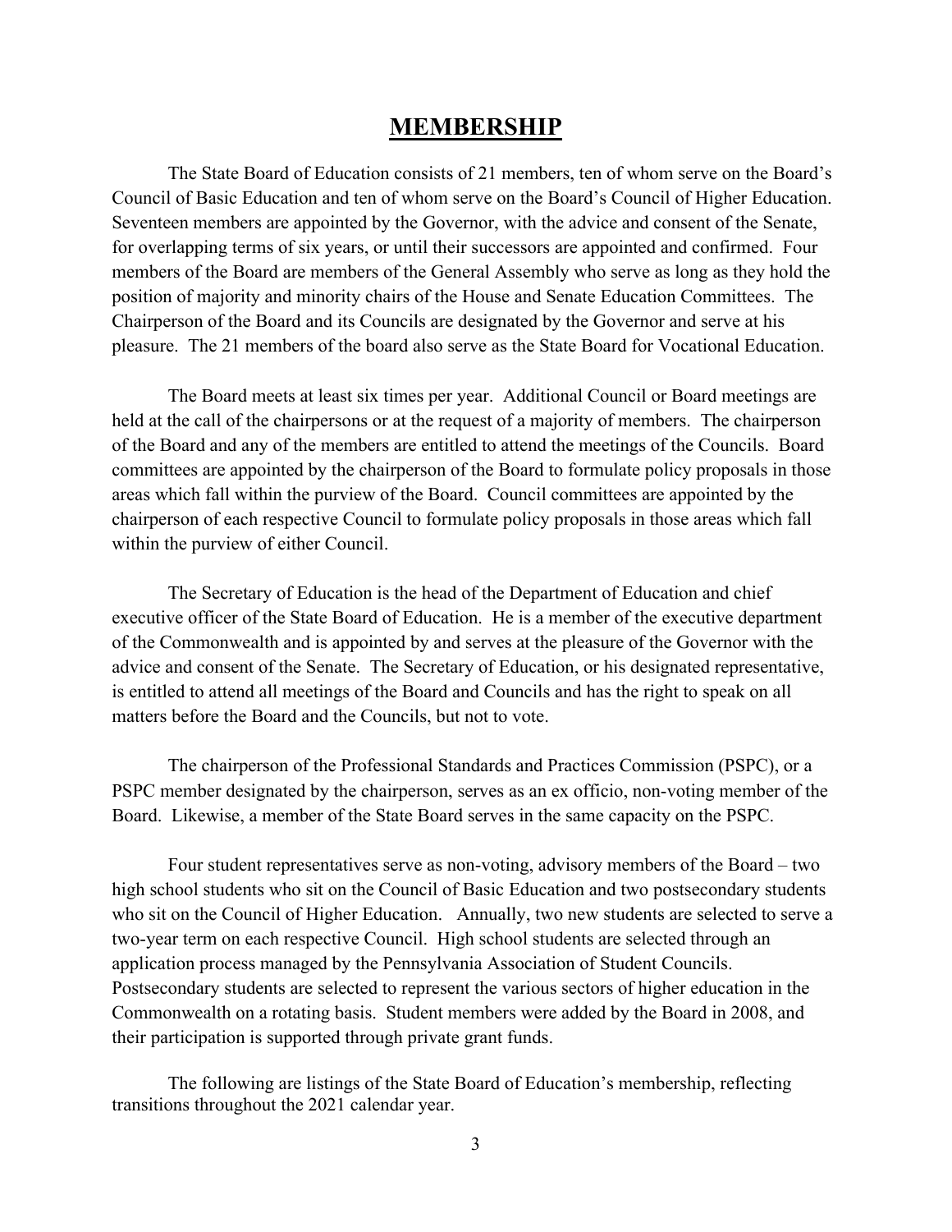# MEMBERSHIP

The State Board of Education consists of 21 members, ten of whom serve on the Board's Council of Basic Education and ten of whom serve on the Board's Council of Higher Education. Seventeen members are appointed by the Governor, with the advice and consent of the Senate, for overlapping terms of six years, or until their successors are appointed and confirmed. Four members of the Board are members of the General Assembly who serve as long as they hold the position of majority and minority chairs of the House and Senate Education Committees. The Chairperson of the Board and its Councils are designated by the Governor and serve at his pleasure. The 21 members of the board also serve as the State Board for Vocational Education.

The Board meets at least six times per year. Additional Council or Board meetings are held at the call of the chairpersons or at the request of a majority of members. The chairperson of the Board and any of the members are entitled to attend the meetings of the Councils. Board committees are appointed by the chairperson of the Board to formulate policy proposals in those areas which fall within the purview of the Board. Council committees are appointed by the chairperson of each respective Council to formulate policy proposals in those areas which fall within the purview of either Council.

The Secretary of Education is the head of the Department of Education and chief executive officer of the State Board of Education. He is a member of the executive department of the Commonwealth and is appointed by and serves at the pleasure of the Governor with the advice and consent of the Senate. The Secretary of Education, or his designated representative, is entitled to attend all meetings of the Board and Councils and has the right to speak on all matters before the Board and the Councils, but not to vote.

The chairperson of the Professional Standards and Practices Commission (PSPC), or a PSPC member designated by the chairperson, serves as an ex officio, non-voting member of the Board. Likewise, a member of the State Board serves in the same capacity on the PSPC.

Four student representatives serve as non-voting, advisory members of the Board – two high school students who sit on the Council of Basic Education and two postsecondary students who sit on the Council of Higher Education. Annually, two new students are selected to serve a two-year term on each respective Council. High school students are selected through an application process managed by the Pennsylvania Association of Student Councils. Postsecondary students are selected to represent the various sectors of higher education in the Commonwealth on a rotating basis. Student members were added by the Board in 2008, and their participation is supported through private grant funds.

The following are listings of the State Board of Education's membership, reflecting transitions throughout the 2021 calendar year.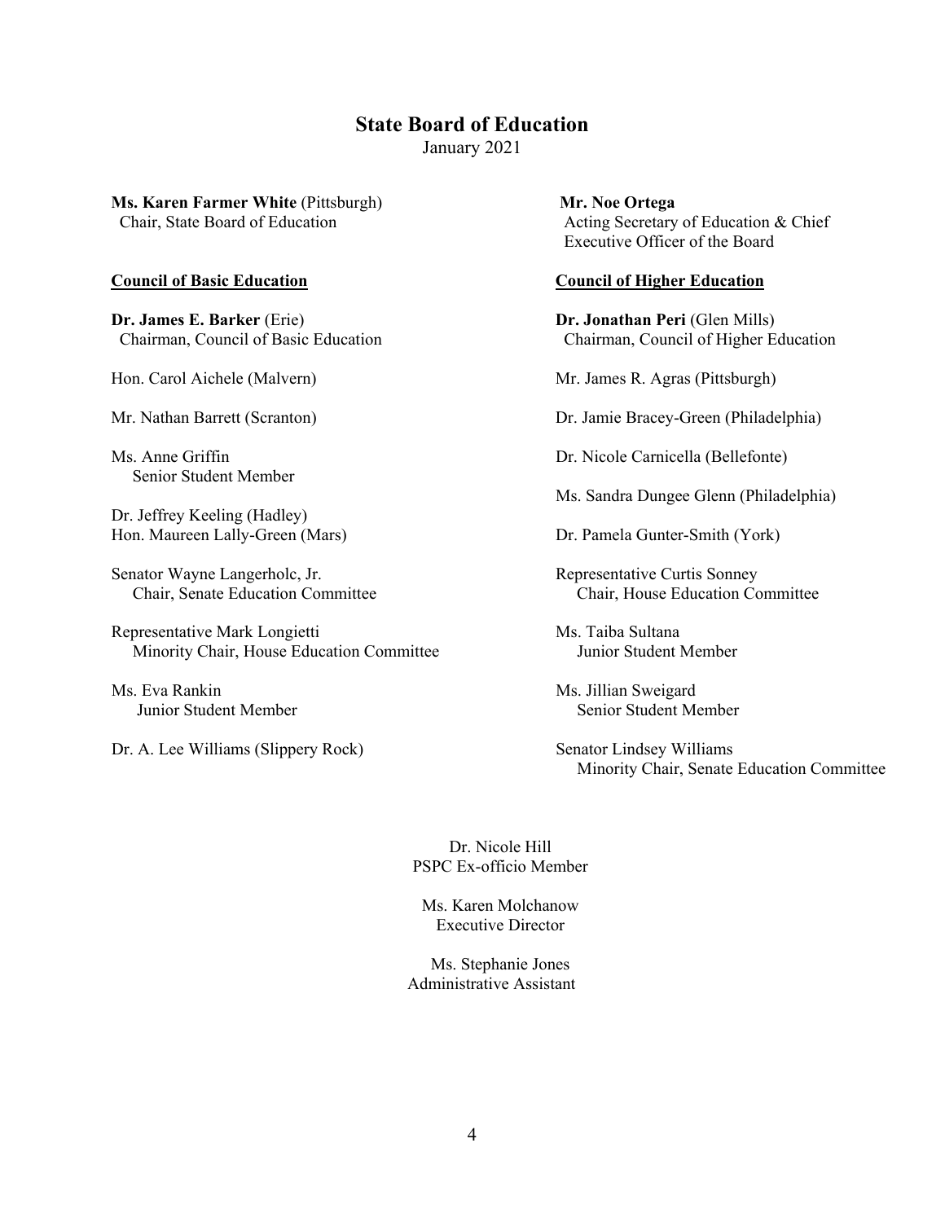## State Board of Education

January 2021

**Ms. Karen Farmer White** (Pittsburgh)
Chair, State Board of Education

**Mr. Noe Ortega**
Acting Secretary of Education & Chief Executive Officer of the Board

### Council of Basic Education

**Dr. James E. Barker** (Erie)
Chairman, Council of Basic Education

Hon. Carol Aichele (Malvern)

Mr. Nathan Barrett (Scranton)

Ms. Anne Griffin
Senior Student Member

Dr. Jeffrey Keeling (Hadley)

Hon. Maureen Lally-Green (Mars)

Senator Wayne Langerholc, Jr.
Chair, Senate Education Committee

Representative Mark Longietti
Minority Chair, House Education Committee

Ms. Eva Rankin
Junior Student Member

Dr. A. Lee Williams (Slippery Rock)

### Council of Higher Education

**Dr. Jonathan Peri** (Glen Mills)
Chairman, Council of Higher Education

Mr. James R. Agras (Pittsburgh)

Dr. Jamie Bracey-Green (Philadelphia)

Dr. Nicole Carnicella (Bellefonte)

Ms. Sandra Dungee Glenn (Philadelphia)

Dr. Pamela Gunter-Smith (York)

Representative Curtis Sonney
Chair, House Education Committee

Ms. Taiba Sultana
Junior Student Member

Ms. Jillian Sweigard
Senior Student Member

Senator Lindsey Williams
Minority Chair, Senate Education Committee

Dr. Nicole Hill
PSPC Ex-officio Member

Ms. Karen Molchanow
Executive Director

Ms. Stephanie Jones
Administrative Assistant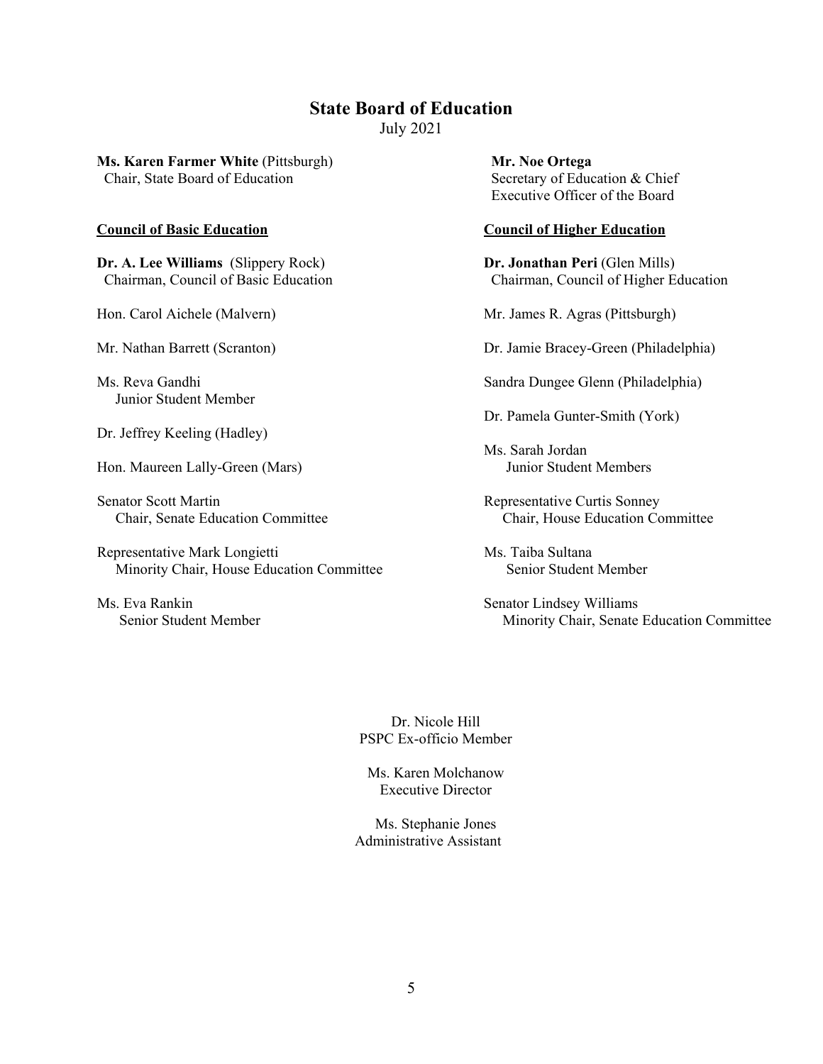# State Board of Education

July 2021

**Ms. Karen Farmer White** (Pittsburgh)
Chair, State Board of Education

**Mr. Noe Ortega**
Secretary of Education & Chief Executive Officer of the Board

## Council of Basic Education

**Dr. A. Lee Williams** (Slippery Rock)
Chairman, Council of Basic Education

Hon. Carol Aichele (Malvern)

Mr. Nathan Barrett (Scranton)

Ms. Reva Gandhi
Junior Student Member

Dr. Jeffrey Keeling (Hadley)

Hon. Maureen Lally-Green (Mars)

Senator Scott Martin
Chair, Senate Education Committee

Representative Mark Longietti
Minority Chair, House Education Committee

Ms. Eva Rankin
Senior Student Member

## Council of Higher Education

**Dr. Jonathan Peri** (Glen Mills)
Chairman, Council of Higher Education

Mr. James R. Agras (Pittsburgh)

Dr. Jamie Bracey-Green (Philadelphia)

Sandra Dungee Glenn (Philadelphia)

Dr. Pamela Gunter-Smith (York)

Ms. Sarah Jordan
Junior Student Members

Representative Curtis Sonney
Chair, House Education Committee

Ms. Taiba Sultana
Senior Student Member

Senator Lindsey Williams
Minority Chair, Senate Education Committee

Dr. Nicole Hill
PSPC Ex-officio Member

Ms. Karen Molchanow
Executive Director

Ms. Stephanie Jones
Administrative Assistant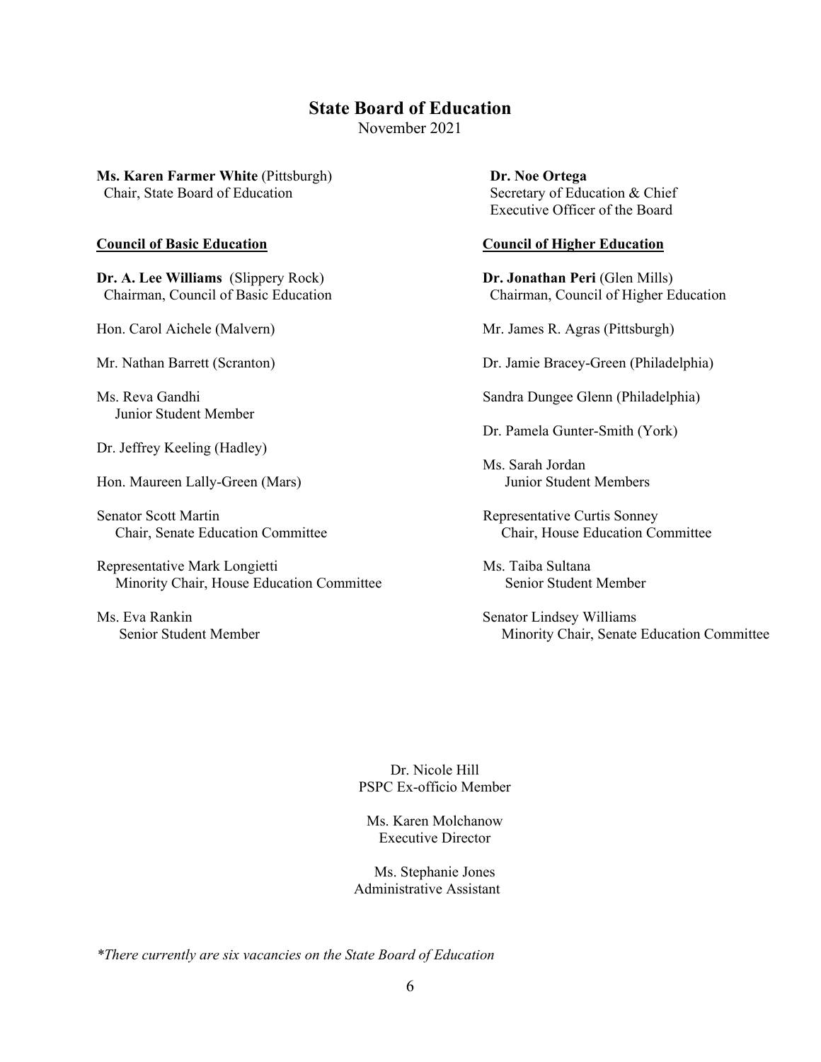## State Board of Education

November 2021

**Ms. Karen Farmer White** (Pittsburgh)
Chair, State Board of Education

**Dr. Noe Ortega**
Secretary of Education & Chief Executive Officer of the Board

**Council of Basic Education**

**Dr. A. Lee Williams** (Slippery Rock)
Chairman, Council of Basic Education

Hon. Carol Aichele (Malvern)

Mr. Nathan Barrett (Scranton)

Ms. Reva Gandhi
Junior Student Member

Dr. Jeffrey Keeling (Hadley)

Hon. Maureen Lally-Green (Mars)

Senator Scott Martin
Chair, Senate Education Committee

Representative Mark Longietti
Minority Chair, House Education Committee

Ms. Eva Rankin
Senior Student Member

**Council of Higher Education**

**Dr. Jonathan Peri** (Glen Mills)
Chairman, Council of Higher Education

Mr. James R. Agras (Pittsburgh)

Dr. Jamie Bracey-Green (Philadelphia)

Sandra Dungee Glenn (Philadelphia)

Dr. Pamela Gunter-Smith (York)

Ms. Sarah Jordan
Junior Student Members

Representative Curtis Sonney
Chair, House Education Committee

Ms. Taiba Sultana
Senior Student Member

Senator Lindsey Williams
Minority Chair, Senate Education Committee

Dr. Nicole Hill
PSPC Ex-officio Member

Ms. Karen Molchanow
Executive Director

Ms. Stephanie Jones
Administrative Assistant

*\*There currently are six vacancies on the State Board of Education*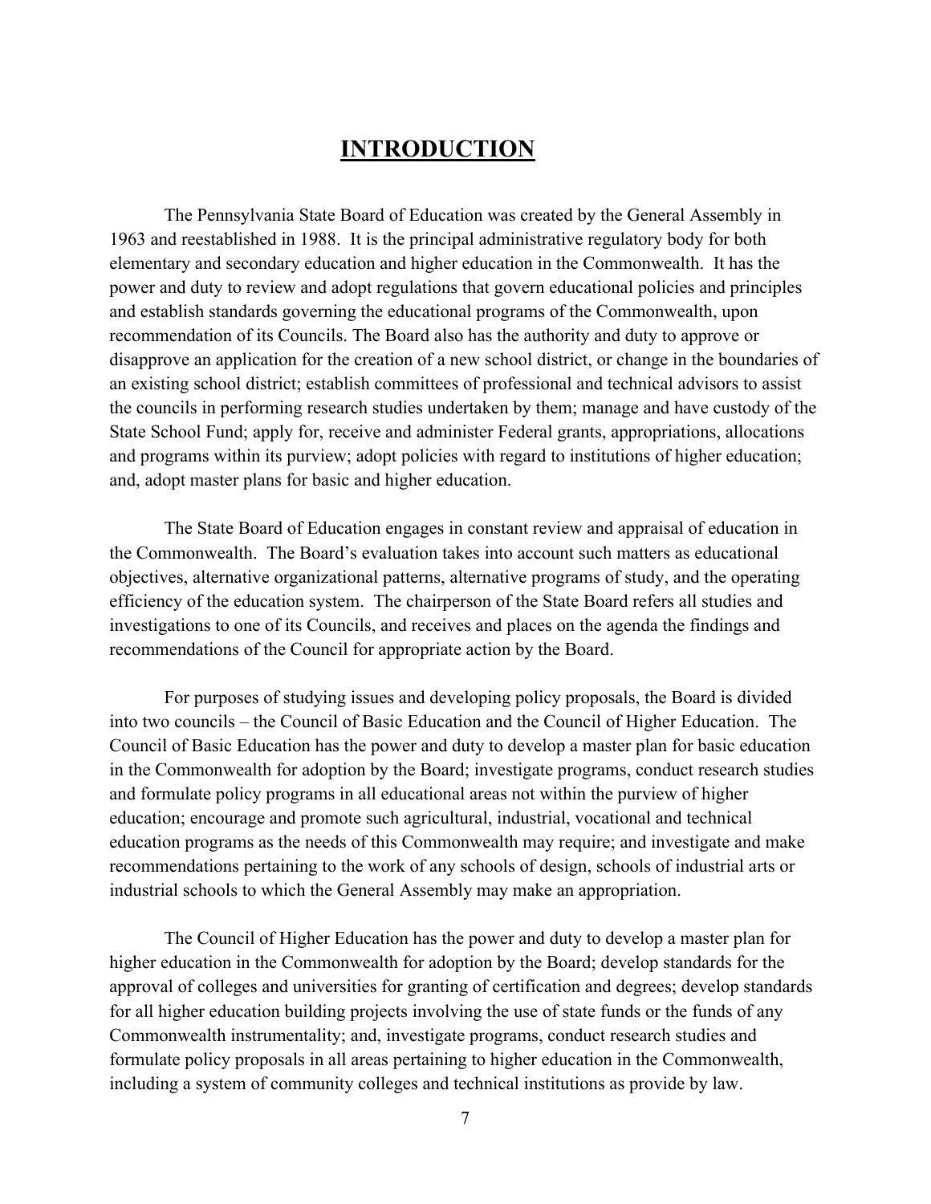# INTRODUCTION

The Pennsylvania State Board of Education was created by the General Assembly in 1963 and reestablished in 1988. It is the principal administrative regulatory body for both elementary and secondary education and higher education in the Commonwealth. It has the power and duty to review and adopt regulations that govern educational policies and principles and establish standards governing the educational programs of the Commonwealth, upon recommendation of its Councils. The Board also has the authority and duty to approve or disapprove an application for the creation of a new school district, or change in the boundaries of an existing school district; establish committees of professional and technical advisors to assist the councils in performing research studies undertaken by them; manage and have custody of the State School Fund; apply for, receive and administer Federal grants, appropriations, allocations and programs within its purview; adopt policies with regard to institutions of higher education; and, adopt master plans for basic and higher education.

The State Board of Education engages in constant review and appraisal of education in the Commonwealth. The Board's evaluation takes into account such matters as educational objectives, alternative organizational patterns, alternative programs of study, and the operating efficiency of the education system. The chairperson of the State Board refers all studies and investigations to one of its Councils, and receives and places on the agenda the findings and recommendations of the Council for appropriate action by the Board.

For purposes of studying issues and developing policy proposals, the Board is divided into two councils – the Council of Basic Education and the Council of Higher Education. The Council of Basic Education has the power and duty to develop a master plan for basic education in the Commonwealth for adoption by the Board; investigate programs, conduct research studies and formulate policy programs in all educational areas not within the purview of higher education; encourage and promote such agricultural, industrial, vocational and technical education programs as the needs of this Commonwealth may require; and investigate and make recommendations pertaining to the work of any schools of design, schools of industrial arts or industrial schools to which the General Assembly may make an appropriation.

The Council of Higher Education has the power and duty to develop a master plan for higher education in the Commonwealth for adoption by the Board; develop standards for the approval of colleges and universities for granting of certification and degrees; develop standards for all higher education building projects involving the use of state funds or the funds of any Commonwealth instrumentality; and, investigate programs, conduct research studies and formulate policy proposals in all areas pertaining to higher education in the Commonwealth, including a system of community colleges and technical institutions as provide by law.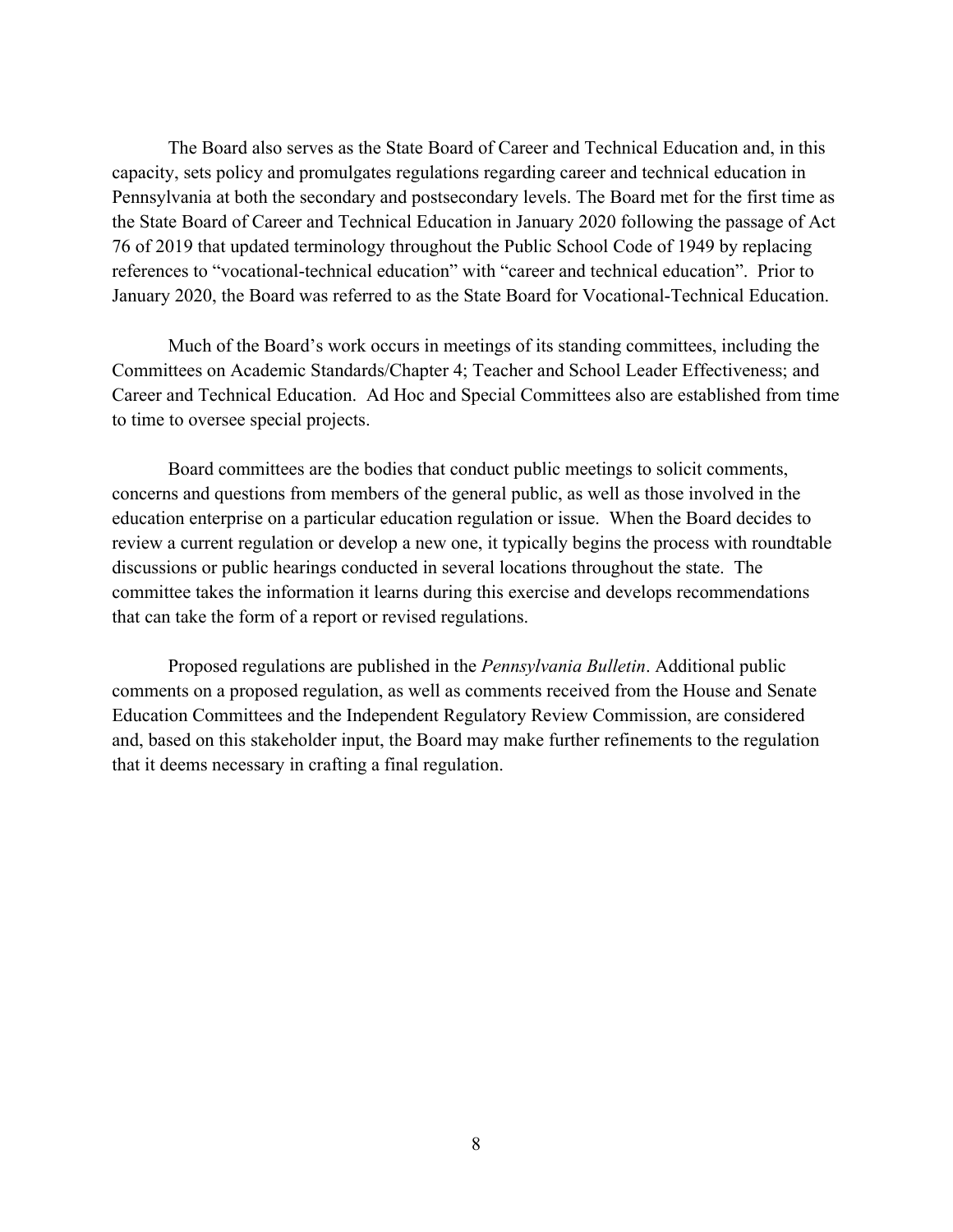The Board also serves as the State Board of Career and Technical Education and, in this capacity, sets policy and promulgates regulations regarding career and technical education in Pennsylvania at both the secondary and postsecondary levels. The Board met for the first time as the State Board of Career and Technical Education in January 2020 following the passage of Act 76 of 2019 that updated terminology throughout the Public School Code of 1949 by replacing references to "vocational-technical education" with "career and technical education". Prior to January 2020, the Board was referred to as the State Board for Vocational-Technical Education.

Much of the Board's work occurs in meetings of its standing committees, including the Committees on Academic Standards/Chapter 4; Teacher and School Leader Effectiveness; and Career and Technical Education. Ad Hoc and Special Committees also are established from time to time to oversee special projects.

Board committees are the bodies that conduct public meetings to solicit comments, concerns and questions from members of the general public, as well as those involved in the education enterprise on a particular education regulation or issue. When the Board decides to review a current regulation or develop a new one, it typically begins the process with roundtable discussions or public hearings conducted in several locations throughout the state. The committee takes the information it learns during this exercise and develops recommendations that can take the form of a report or revised regulations.

Proposed regulations are published in the *Pennsylvania Bulletin*. Additional public comments on a proposed regulation, as well as comments received from the House and Senate Education Committees and the Independent Regulatory Review Commission, are considered and, based on this stakeholder input, the Board may make further refinements to the regulation that it deems necessary in crafting a final regulation.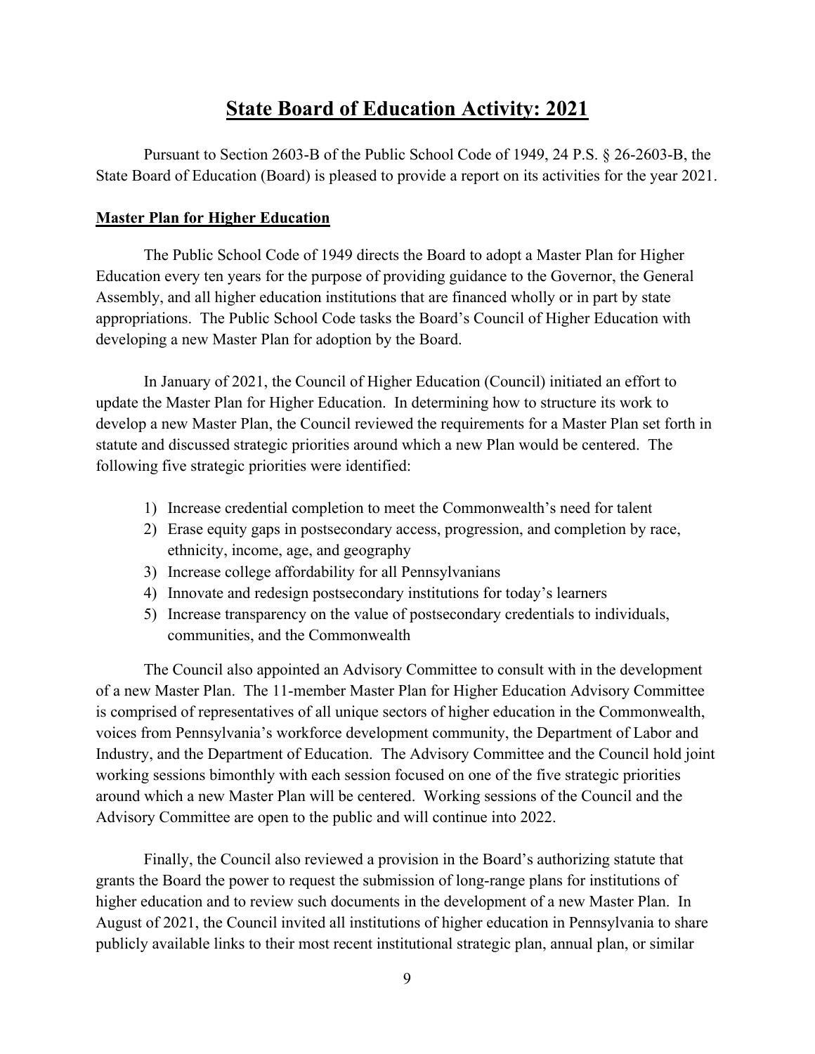# State Board of Education Activity: 2021

Pursuant to Section 2603-B of the Public School Code of 1949, 24 P.S. § 26-2603-B, the State Board of Education (Board) is pleased to provide a report on its activities for the year 2021.

## Master Plan for Higher Education

The Public School Code of 1949 directs the Board to adopt a Master Plan for Higher Education every ten years for the purpose of providing guidance to the Governor, the General Assembly, and all higher education institutions that are financed wholly or in part by state appropriations. The Public School Code tasks the Board's Council of Higher Education with developing a new Master Plan for adoption by the Board.

In January of 2021, the Council of Higher Education (Council) initiated an effort to update the Master Plan for Higher Education. In determining how to structure its work to develop a new Master Plan, the Council reviewed the requirements for a Master Plan set forth in statute and discussed strategic priorities around which a new Plan would be centered. The following five strategic priorities were identified:

1) Increase credential completion to meet the Commonwealth's need for talent
2) Erase equity gaps in postsecondary access, progression, and completion by race, ethnicity, income, age, and geography
3) Increase college affordability for all Pennsylvanians
4) Innovate and redesign postsecondary institutions for today's learners
5) Increase transparency on the value of postsecondary credentials to individuals, communities, and the Commonwealth

The Council also appointed an Advisory Committee to consult with in the development of a new Master Plan. The 11-member Master Plan for Higher Education Advisory Committee is comprised of representatives of all unique sectors of higher education in the Commonwealth, voices from Pennsylvania's workforce development community, the Department of Labor and Industry, and the Department of Education. The Advisory Committee and the Council hold joint working sessions bimonthly with each session focused on one of the five strategic priorities around which a new Master Plan will be centered. Working sessions of the Council and the Advisory Committee are open to the public and will continue into 2022.

Finally, the Council also reviewed a provision in the Board's authorizing statute that grants the Board the power to request the submission of long-range plans for institutions of higher education and to review such documents in the development of a new Master Plan. In August of 2021, the Council invited all institutions of higher education in Pennsylvania to share publicly available links to their most recent institutional strategic plan, annual plan, or similar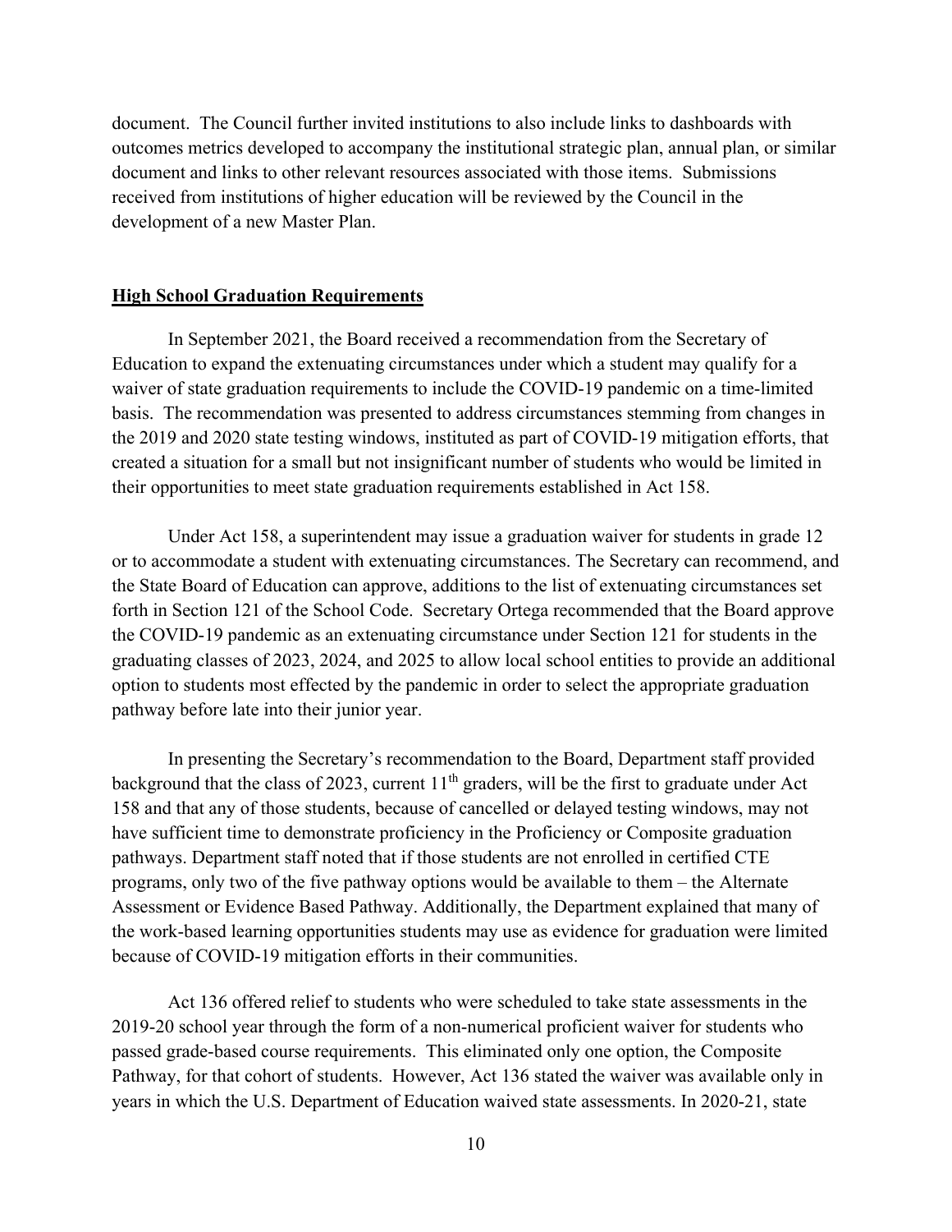document. The Council further invited institutions to also include links to dashboards with outcomes metrics developed to accompany the institutional strategic plan, annual plan, or similar document and links to other relevant resources associated with those items. Submissions received from institutions of higher education will be reviewed by the Council in the development of a new Master Plan.

**High School Graduation Requirements**

In September 2021, the Board received a recommendation from the Secretary of Education to expand the extenuating circumstances under which a student may qualify for a waiver of state graduation requirements to include the COVID-19 pandemic on a time-limited basis. The recommendation was presented to address circumstances stemming from changes in the 2019 and 2020 state testing windows, instituted as part of COVID-19 mitigation efforts, that created a situation for a small but not insignificant number of students who would be limited in their opportunities to meet state graduation requirements established in Act 158.

Under Act 158, a superintendent may issue a graduation waiver for students in grade 12 or to accommodate a student with extenuating circumstances. The Secretary can recommend, and the State Board of Education can approve, additions to the list of extenuating circumstances set forth in Section 121 of the School Code. Secretary Ortega recommended that the Board approve the COVID-19 pandemic as an extenuating circumstance under Section 121 for students in the graduating classes of 2023, 2024, and 2025 to allow local school entities to provide an additional option to students most effected by the pandemic in order to select the appropriate graduation pathway before late into their junior year.

In presenting the Secretary's recommendation to the Board, Department staff provided background that the class of 2023, current 11th graders, will be the first to graduate under Act 158 and that any of those students, because of cancelled or delayed testing windows, may not have sufficient time to demonstrate proficiency in the Proficiency or Composite graduation pathways. Department staff noted that if those students are not enrolled in certified CTE programs, only two of the five pathway options would be available to them – the Alternate Assessment or Evidence Based Pathway. Additionally, the Department explained that many of the work-based learning opportunities students may use as evidence for graduation were limited because of COVID-19 mitigation efforts in their communities.

Act 136 offered relief to students who were scheduled to take state assessments in the 2019-20 school year through the form of a non-numerical proficient waiver for students who passed grade-based course requirements. This eliminated only one option, the Composite Pathway, for that cohort of students. However, Act 136 stated the waiver was available only in years in which the U.S. Department of Education waived state assessments. In 2020-21, state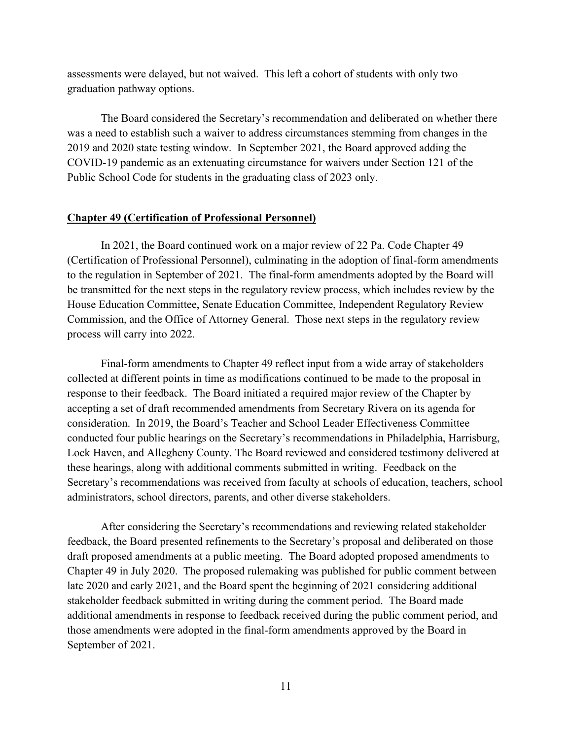assessments were delayed, but not waived. This left a cohort of students with only two graduation pathway options.

The Board considered the Secretary's recommendation and deliberated on whether there was a need to establish such a waiver to address circumstances stemming from changes in the 2019 and 2020 state testing window. In September 2021, the Board approved adding the COVID-19 pandemic as an extenuating circumstance for waivers under Section 121 of the Public School Code for students in the graduating class of 2023 only.

**Chapter 49 (Certification of Professional Personnel)**

In 2021, the Board continued work on a major review of 22 Pa. Code Chapter 49 (Certification of Professional Personnel), culminating in the adoption of final-form amendments to the regulation in September of 2021. The final-form amendments adopted by the Board will be transmitted for the next steps in the regulatory review process, which includes review by the House Education Committee, Senate Education Committee, Independent Regulatory Review Commission, and the Office of Attorney General. Those next steps in the regulatory review process will carry into 2022.

Final-form amendments to Chapter 49 reflect input from a wide array of stakeholders collected at different points in time as modifications continued to be made to the proposal in response to their feedback. The Board initiated a required major review of the Chapter by accepting a set of draft recommended amendments from Secretary Rivera on its agenda for consideration. In 2019, the Board's Teacher and School Leader Effectiveness Committee conducted four public hearings on the Secretary's recommendations in Philadelphia, Harrisburg, Lock Haven, and Allegheny County. The Board reviewed and considered testimony delivered at these hearings, along with additional comments submitted in writing. Feedback on the Secretary's recommendations was received from faculty at schools of education, teachers, school administrators, school directors, parents, and other diverse stakeholders.

After considering the Secretary's recommendations and reviewing related stakeholder feedback, the Board presented refinements to the Secretary's proposal and deliberated on those draft proposed amendments at a public meeting. The Board adopted proposed amendments to Chapter 49 in July 2020. The proposed rulemaking was published for public comment between late 2020 and early 2021, and the Board spent the beginning of 2021 considering additional stakeholder feedback submitted in writing during the comment period. The Board made additional amendments in response to feedback received during the public comment period, and those amendments were adopted in the final-form amendments approved by the Board in September of 2021.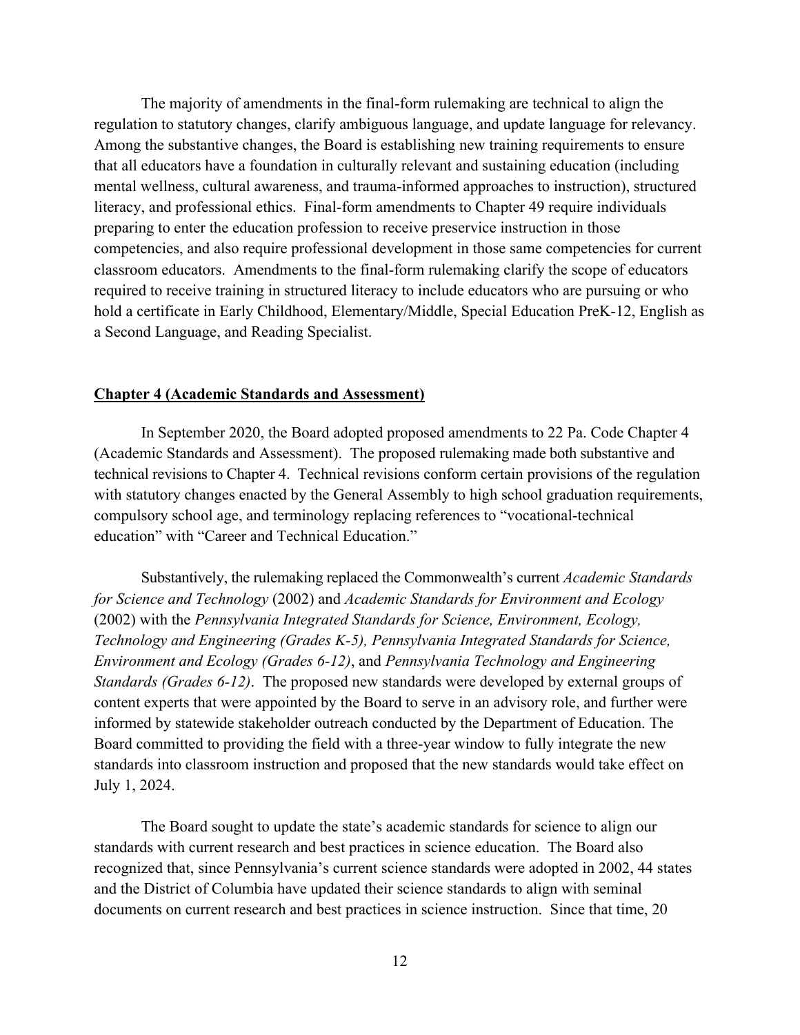The majority of amendments in the final-form rulemaking are technical to align the regulation to statutory changes, clarify ambiguous language, and update language for relevancy. Among the substantive changes, the Board is establishing new training requirements to ensure that all educators have a foundation in culturally relevant and sustaining education (including mental wellness, cultural awareness, and trauma-informed approaches to instruction), structured literacy, and professional ethics. Final-form amendments to Chapter 49 require individuals preparing to enter the education profession to receive preservice instruction in those competencies, and also require professional development in those same competencies for current classroom educators. Amendments to the final-form rulemaking clarify the scope of educators required to receive training in structured literacy to include educators who are pursuing or who hold a certificate in Early Childhood, Elementary/Middle, Special Education PreK-12, English as a Second Language, and Reading Specialist.

**Chapter 4 (Academic Standards and Assessment)**

In September 2020, the Board adopted proposed amendments to 22 Pa. Code Chapter 4 (Academic Standards and Assessment). The proposed rulemaking made both substantive and technical revisions to Chapter 4. Technical revisions conform certain provisions of the regulation with statutory changes enacted by the General Assembly to high school graduation requirements, compulsory school age, and terminology replacing references to "vocational-technical education" with "Career and Technical Education."

Substantively, the rulemaking replaced the Commonwealth's current *Academic Standards for Science and Technology* (2002) and *Academic Standards for Environment and Ecology* (2002) with the *Pennsylvania Integrated Standards for Science, Environment, Ecology, Technology and Engineering (Grades K-5), Pennsylvania Integrated Standards for Science, Environment and Ecology (Grades 6-12)*, and *Pennsylvania Technology and Engineering Standards (Grades 6-12)*. The proposed new standards were developed by external groups of content experts that were appointed by the Board to serve in an advisory role, and further were informed by statewide stakeholder outreach conducted by the Department of Education. The Board committed to providing the field with a three-year window to fully integrate the new standards into classroom instruction and proposed that the new standards would take effect on July 1, 2024.

The Board sought to update the state's academic standards for science to align our standards with current research and best practices in science education. The Board also recognized that, since Pennsylvania's current science standards were adopted in 2002, 44 states and the District of Columbia have updated their science standards to align with seminal documents on current research and best practices in science instruction. Since that time, 20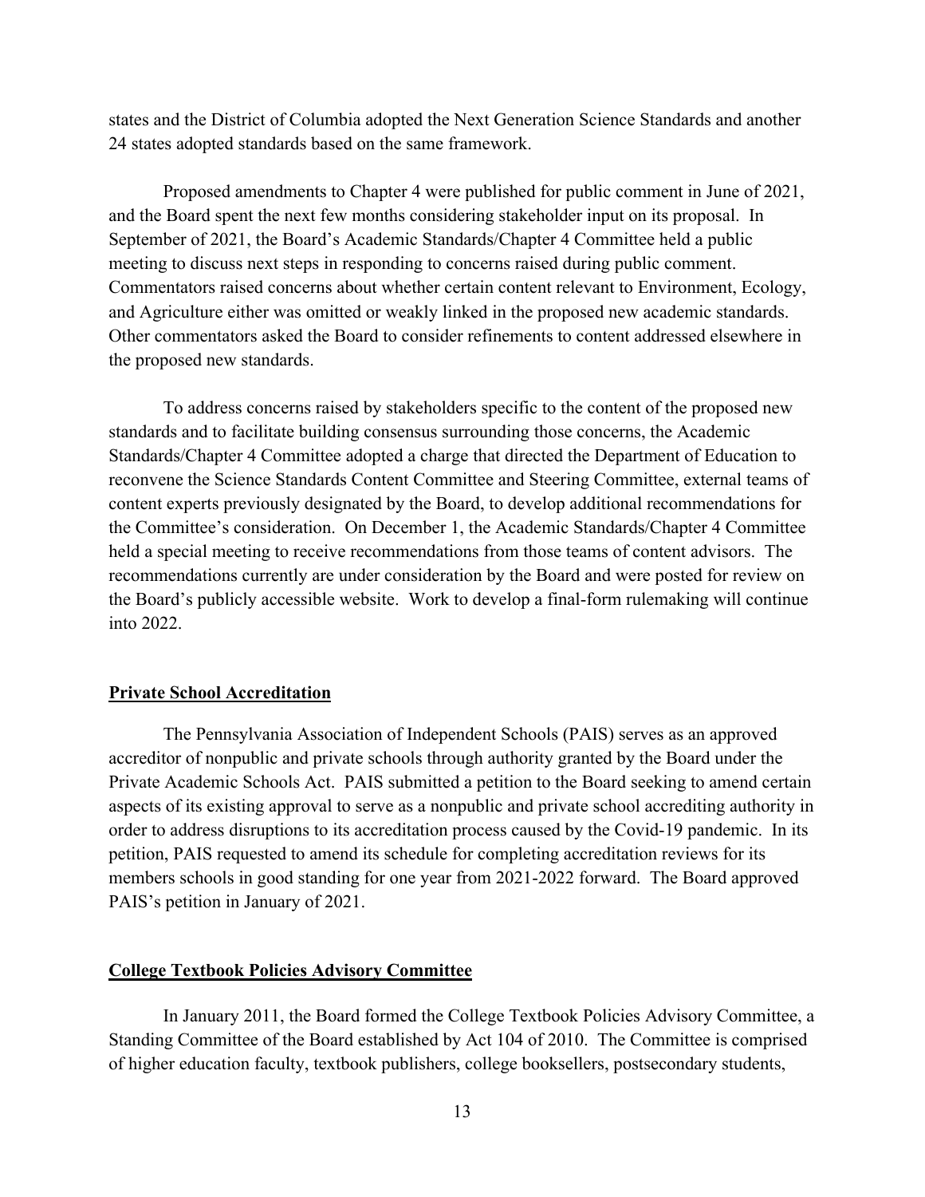states and the District of Columbia adopted the Next Generation Science Standards and another 24 states adopted standards based on the same framework.

Proposed amendments to Chapter 4 were published for public comment in June of 2021, and the Board spent the next few months considering stakeholder input on its proposal. In September of 2021, the Board's Academic Standards/Chapter 4 Committee held a public meeting to discuss next steps in responding to concerns raised during public comment. Commentators raised concerns about whether certain content relevant to Environment, Ecology, and Agriculture either was omitted or weakly linked in the proposed new academic standards. Other commentators asked the Board to consider refinements to content addressed elsewhere in the proposed new standards.

To address concerns raised by stakeholders specific to the content of the proposed new standards and to facilitate building consensus surrounding those concerns, the Academic Standards/Chapter 4 Committee adopted a charge that directed the Department of Education to reconvene the Science Standards Content Committee and Steering Committee, external teams of content experts previously designated by the Board, to develop additional recommendations for the Committee's consideration. On December 1, the Academic Standards/Chapter 4 Committee held a special meeting to receive recommendations from those teams of content advisors. The recommendations currently are under consideration by the Board and were posted for review on the Board's publicly accessible website. Work to develop a final-form rulemaking will continue into 2022.

## Private School Accreditation

The Pennsylvania Association of Independent Schools (PAIS) serves as an approved accreditor of nonpublic and private schools through authority granted by the Board under the Private Academic Schools Act. PAIS submitted a petition to the Board seeking to amend certain aspects of its existing approval to serve as a nonpublic and private school accrediting authority in order to address disruptions to its accreditation process caused by the Covid-19 pandemic. In its petition, PAIS requested to amend its schedule for completing accreditation reviews for its members schools in good standing for one year from 2021-2022 forward. The Board approved PAIS's petition in January of 2021.

## College Textbook Policies Advisory Committee

In January 2011, the Board formed the College Textbook Policies Advisory Committee, a Standing Committee of the Board established by Act 104 of 2010. The Committee is comprised of higher education faculty, textbook publishers, college booksellers, postsecondary students,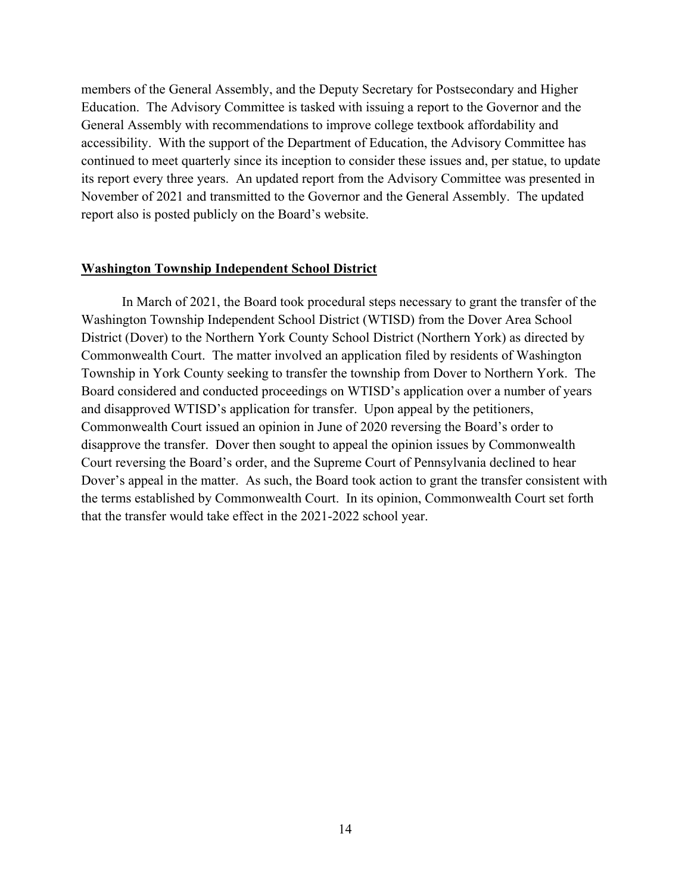members of the General Assembly, and the Deputy Secretary for Postsecondary and Higher Education. The Advisory Committee is tasked with issuing a report to the Governor and the General Assembly with recommendations to improve college textbook affordability and accessibility. With the support of the Department of Education, the Advisory Committee has continued to meet quarterly since its inception to consider these issues and, per statue, to update its report every three years. An updated report from the Advisory Committee was presented in November of 2021 and transmitted to the Governor and the General Assembly. The updated report also is posted publicly on the Board's website.

## Washington Township Independent School District

In March of 2021, the Board took procedural steps necessary to grant the transfer of the Washington Township Independent School District (WTISD) from the Dover Area School District (Dover) to the Northern York County School District (Northern York) as directed by Commonwealth Court. The matter involved an application filed by residents of Washington Township in York County seeking to transfer the township from Dover to Northern York. The Board considered and conducted proceedings on WTISD's application over a number of years and disapproved WTISD's application for transfer. Upon appeal by the petitioners, Commonwealth Court issued an opinion in June of 2020 reversing the Board's order to disapprove the transfer. Dover then sought to appeal the opinion issues by Commonwealth Court reversing the Board's order, and the Supreme Court of Pennsylvania declined to hear Dover's appeal in the matter. As such, the Board took action to grant the transfer consistent with the terms established by Commonwealth Court. In its opinion, Commonwealth Court set forth that the transfer would take effect in the 2021-2022 school year.